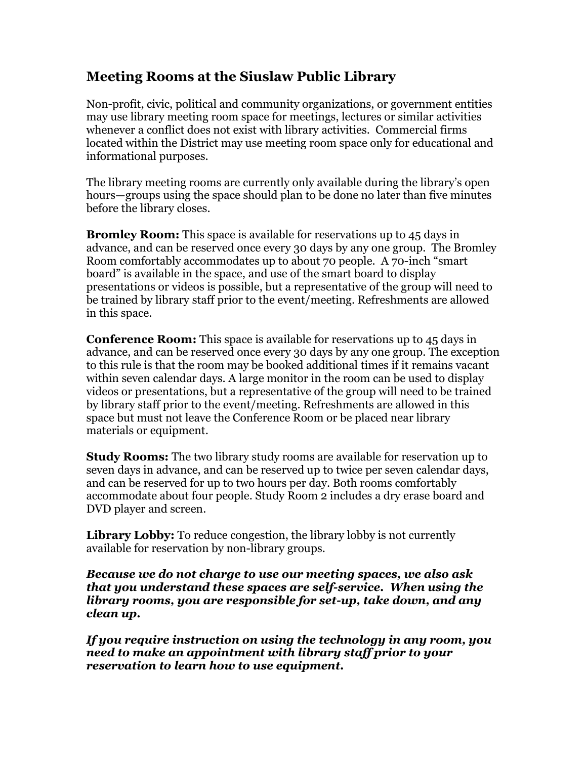## Meeting Rooms at the Siuslaw Public Library

Non-profit, civic, political and community organizations, or government entities may use library meeting room space for meetings, lectures or similar activities whenever a conflict does not exist with library activities. Commercial firms located within the District may use meeting room space only for educational and informational purposes.

The library meeting rooms are currently only available during the library's open hours—groups using the space should plan to be done no later than five minutes before the library closes.

**Bromley Room:** This space is available for reservations up to 45 days in advance, and can be reserved once every 30 days by any one group. The Bromley Room comfortably accommodates up to about 70 people. A 70-inch "smart board" is available in the space, and use of the smart board to display presentations or videos is possible, but a representative of the group will need to be trained by library staff prior to the event/meeting. Refreshments are allowed in this space.

**Conference Room:** This space is available for reservations up to 45 days in advance, and can be reserved once every 30 days by any one group. The exception to this rule is that the room may be booked additional times if it remains vacant within seven calendar days. A large monitor in the room can be used to display videos or presentations, but a representative of the group will need to be trained by library staff prior to the event/meeting. Refreshments are allowed in this space but must not leave the Conference Room or be placed near library materials or equipment.

**Study Rooms:** The two library study rooms are available for reservation up to seven days in advance, and can be reserved up to twice per seven calendar days, and can be reserved for up to two hours per day. Both rooms comfortably accommodate about four people. Study Room 2 includes a dry erase board and DVD player and screen.

**Library Lobby:** To reduce congestion, the library lobby is not currently available for reservation by non-library groups.

***Because we do not charge to use our meeting spaces, we also ask that you understand these spaces are self-service. When using the library rooms, you are responsible for set-up, take down, and any clean up.***

***If you require instruction on using the technology in any room, you need to make an appointment with library staff prior to your reservation to learn how to use equipment.***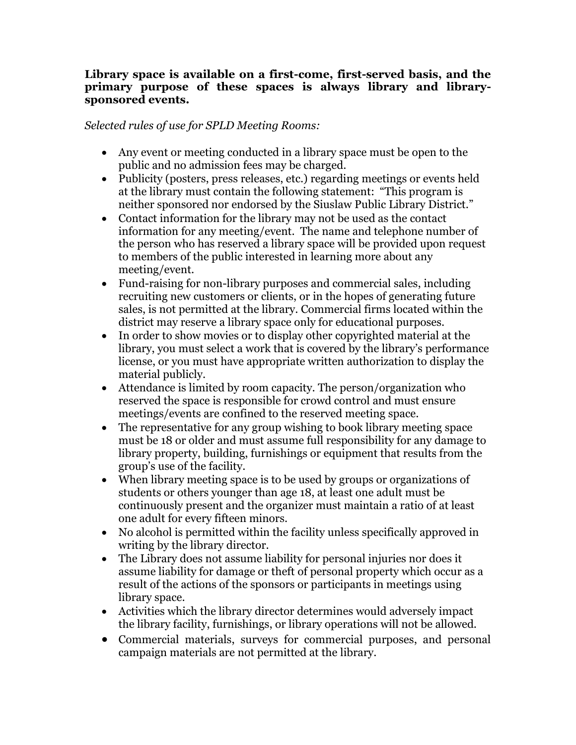**Library space is available on a first-come, first-served basis, and the primary purpose of these spaces is always library and library-sponsored events.**

*Selected rules of use for SPLD Meeting Rooms:*

- Any event or meeting conducted in a library space must be open to the public and no admission fees may be charged.
- Publicity (posters, press releases, etc.) regarding meetings or events held at the library must contain the following statement: "This program is neither sponsored nor endorsed by the Siuslaw Public Library District."
- Contact information for the library may not be used as the contact information for any meeting/event. The name and telephone number of the person who has reserved a library space will be provided upon request to members of the public interested in learning more about any meeting/event.
- Fund-raising for non-library purposes and commercial sales, including recruiting new customers or clients, or in the hopes of generating future sales, is not permitted at the library. Commercial firms located within the district may reserve a library space only for educational purposes.
- In order to show movies or to display other copyrighted material at the library, you must select a work that is covered by the library's performance license, or you must have appropriate written authorization to display the material publicly.
- Attendance is limited by room capacity. The person/organization who reserved the space is responsible for crowd control and must ensure meetings/events are confined to the reserved meeting space.
- The representative for any group wishing to book library meeting space must be 18 or older and must assume full responsibility for any damage to library property, building, furnishings or equipment that results from the group's use of the facility.
- When library meeting space is to be used by groups or organizations of students or others younger than age 18, at least one adult must be continuously present and the organizer must maintain a ratio of at least one adult for every fifteen minors.
- No alcohol is permitted within the facility unless specifically approved in writing by the library director.
- The Library does not assume liability for personal injuries nor does it assume liability for damage or theft of personal property which occur as a result of the actions of the sponsors or participants in meetings using library space.
- Activities which the library director determines would adversely impact the library facility, furnishings, or library operations will not be allowed.
- Commercial materials, surveys for commercial purposes, and personal campaign materials are not permitted at the library.